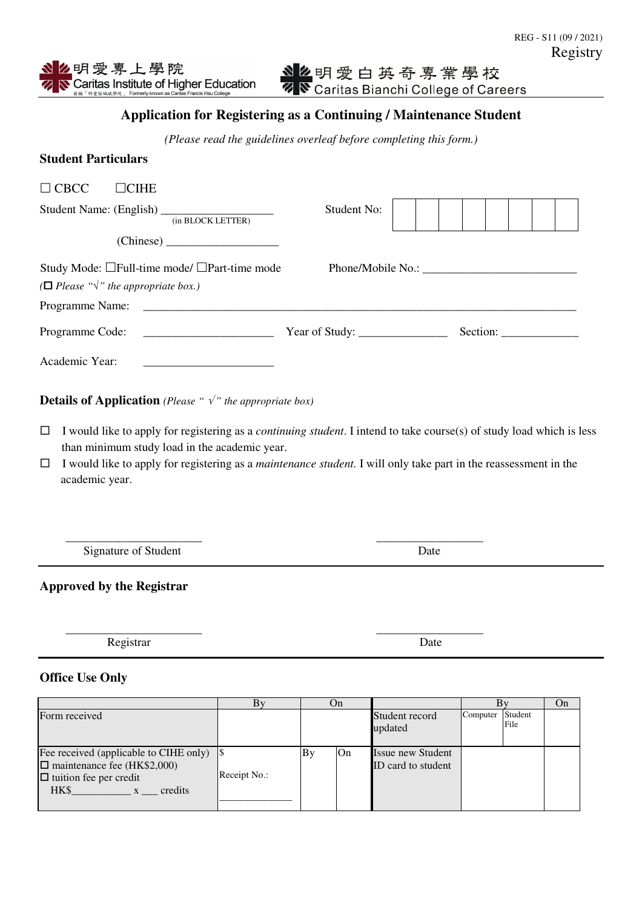REG - S11 (09 / 2021)
Registry

明愛專上學院
Caritas Institute of Higher Education
前稱「明愛徐誠斌學院」 Formerly known as Caritas Francis Hsu College

明愛白英奇專業學校
Caritas Bianchi College of Careers

# Application for Registering as a Continuing / Maintenance Student

*(Please read the guidelines overleaf before completing this form.)*

## Student Particulars

☐ CBCC ☐CIHE

Student Name: (English) ___________________ (in BLOCK LETTER)  Student No: | | | | | | | | |

(Chinese) ___________________

Study Mode: ☐Full-time mode/ ☐Part-time mode  Phone/Mobile No.: __________________________

*(☐ Please "√" the appropriate box.)*

Programme Name: ________________________________________________________________________________

Programme Code: ______________________ Year of Study: _______________ Section: _____________

Academic Year: ______________________

## Details of Application *(Please " √" the appropriate box)*

☐ I would like to apply for registering as a *continuing student*. I intend to take course(s) of study load which is less than minimum study load in the academic year.

☐ I would like to apply for registering as a *maintenance student.* I will only take part in the reassessment in the academic year.

_______________________ ___________________
Signature of Student Date

## Approved by the Registrar

_______________________ ___________________
Registrar Date

## Office Use Only

| | By | On | | | By | | On |
|---|---|---|---|---|---|---|---|
| Form received | | | | Student record updated | Computer | Student File | |
| Fee received (applicable to CIHE only)<br>☐ maintenance fee (HK$2,000)<br>☐ tuition fee per credit<br>HK$___________ x ___ credits | $<br>Receipt No.:<br>_____________ | By | On | Issue new Student ID card to student | | | |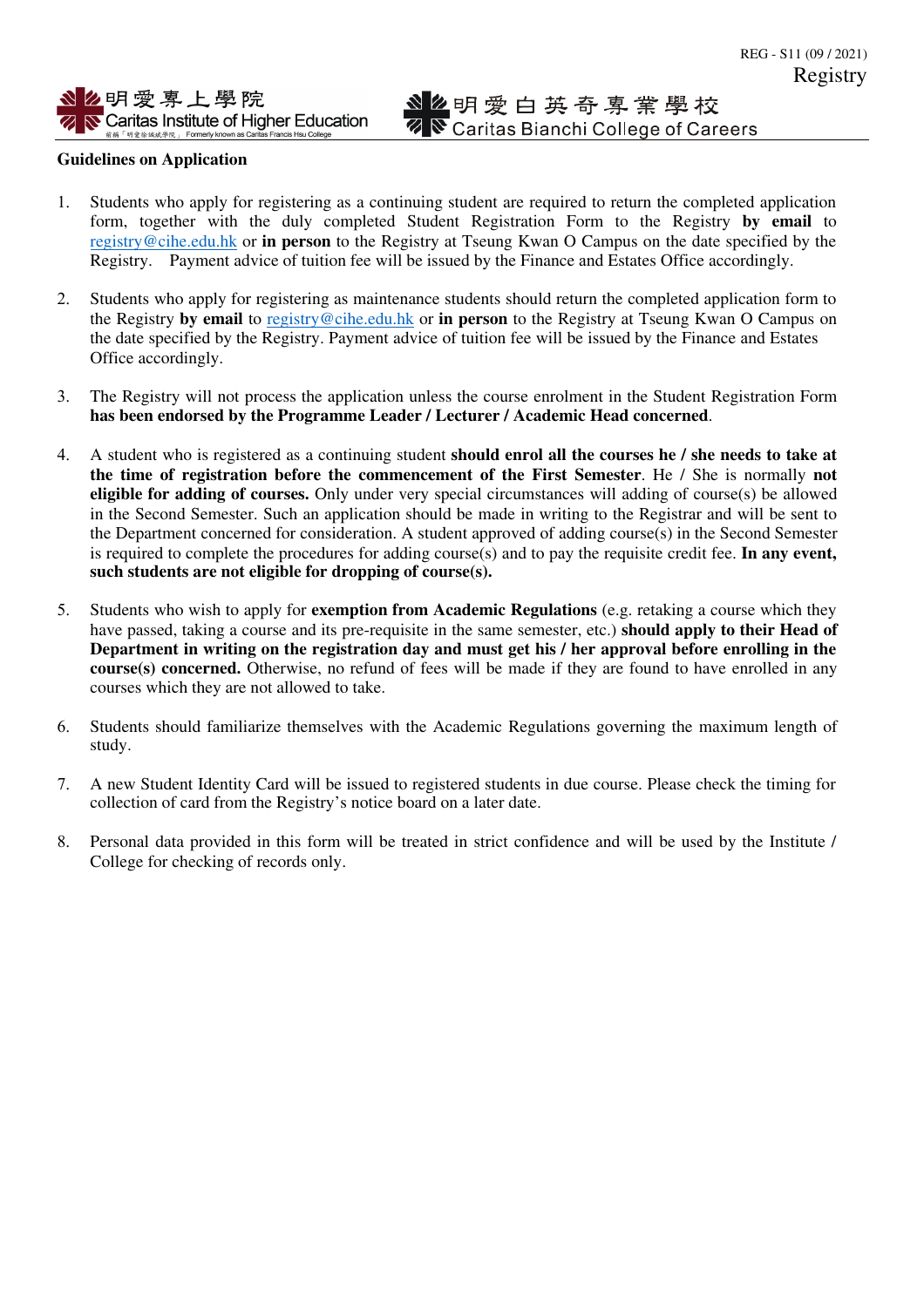## Guidelines on Application

1. Students who apply for registering as a continuing student are required to return the completed application form, together with the duly completed Student Registration Form to the Registry **by email** to registry@cihe.edu.hk or **in person** to the Registry at Tseung Kwan O Campus on the date specified by the Registry. Payment advice of tuition fee will be issued by the Finance and Estates Office accordingly.

2. Students who apply for registering as maintenance students should return the completed application form to the Registry **by email** to registry@cihe.edu.hk or **in person** to the Registry at Tseung Kwan O Campus on the date specified by the Registry. Payment advice of tuition fee will be issued by the Finance and Estates Office accordingly.

3. The Registry will not process the application unless the course enrolment in the Student Registration Form **has been endorsed by the Programme Leader / Lecturer / Academic Head concerned**.

4. A student who is registered as a continuing student **should enrol all the courses he / she needs to take at the time of registration before the commencement of the First Semester**. He / She is normally **not eligible for adding of courses.** Only under very special circumstances will adding of course(s) be allowed in the Second Semester. Such an application should be made in writing to the Registrar and will be sent to the Department concerned for consideration. A student approved of adding course(s) in the Second Semester is required to complete the procedures for adding course(s) and to pay the requisite credit fee. **In any event, such students are not eligible for dropping of course(s).**

5. Students who wish to apply for **exemption from Academic Regulations** (e.g. retaking a course which they have passed, taking a course and its pre-requisite in the same semester, etc.) **should apply to their Head of Department in writing on the registration day and must get his / her approval before enrolling in the course(s) concerned.** Otherwise, no refund of fees will be made if they are found to have enrolled in any courses which they are not allowed to take.

6. Students should familiarize themselves with the Academic Regulations governing the maximum length of study.

7. A new Student Identity Card will be issued to registered students in due course. Please check the timing for collection of card from the Registry's notice board on a later date.

8. Personal data provided in this form will be treated in strict confidence and will be used by the Institute / College for checking of records only.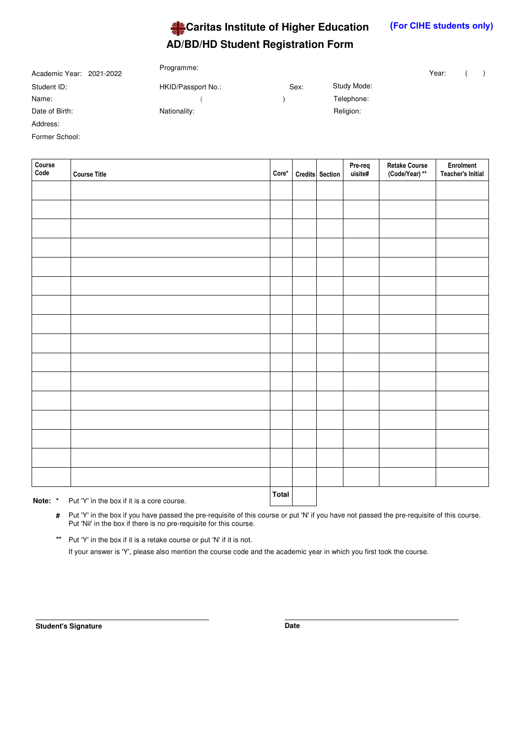# Caritas Institute of Higher Education

**(For CIHE students only)**

## AD/BD/HD Student Registration Form

Academic Year: 2021-2022

Programme:

Year: ( )

Student ID:

HKID/Passport No.:

Sex:

Study Mode:

Name:

( )

Telephone:

Date of Birth:

Nationality:

Religion:

Address:

Former School:

| Course Code | Course Title | Core* | Credits | Section | Pre-requisite# | Retake Course (Code/Year) ** | Enrolment Teacher's Initial |
|---|---|---|---|---|---|---|---|
| | | | | | | | |
| | | | | | | | |
| | | | | | | | |
| | | | | | | | |
| | | | | | | | |
| | | | | | | | |
| | | | | | | | |
| | | | | | | | |
| | | | | | | | |
| | | | | | | | |
| | | | | | | | |
| | | | | | | | |
| | | | | | | | |
| | | | | | | | |
| | | | | | | | |
| | | | | | | | |
| | | **Total** | | | | | |

**Note:** * Put 'Y' in the box if it is a core course.

**#** Put 'Y' in the box if you have passed the pre-requisite of this course or put 'N' if you have not passed the pre-requisite of this course. Put 'Nil' in the box if there is no pre-requisite for this course.

** Put 'Y' in the box if it is a retake course or put 'N' if it is not.
If your answer is 'Y', please also mention the course code and the academic year in which you first took the course.

**Student's Signature**

**Date**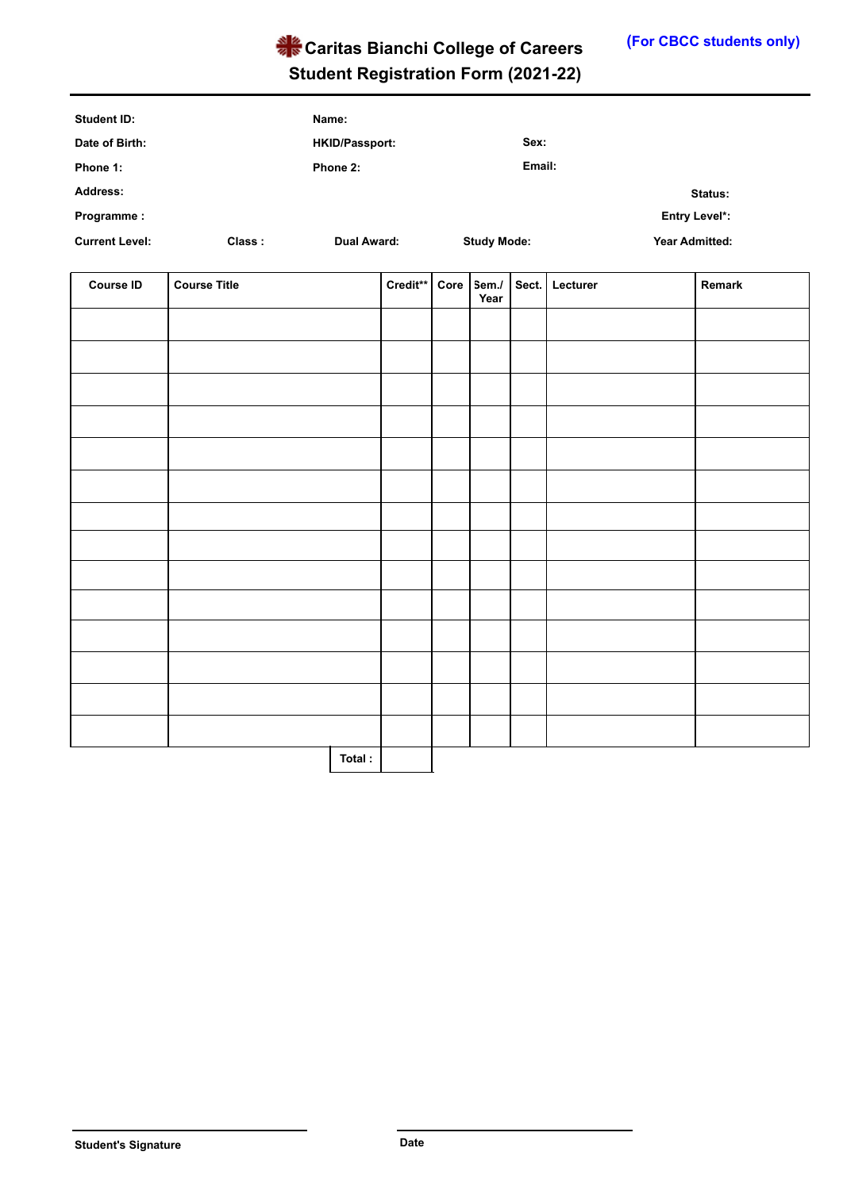# Caritas Bianchi College of Careers

## Student Registration Form (2021-22)

**(For CBCC students only)**

**Student ID:** **Name:**

**Date of Birth:** **HKID/Passport:** **Sex:**

**Phone 1:** **Phone 2:** **Email:**

**Address:** **Status:**

**Programme :** **Entry Level\*:**

**Current Level:** **Class :** **Dual Award:** **Study Mode:** **Year Admitted:**

| Course ID | Course Title | Credit** | Core | Sem./ Year | Sect. | Lecturer | Remark |
|---|---|---|---|---|---|---|---|
| | | | | | | | |
| | | | | | | | |
| | | | | | | | |
| | | | | | | | |
| | | | | | | | |
| | | | | | | | |
| | | | | | | | |
| | | | | | | | |
| | | | | | | | |
| | | | | | | | |
| | | | | | | | |
| | | | | | | | |
| | | | | | | | |
| | | | | | | | |
| | Total : | | | | | | |

**Student's Signature** **Date**